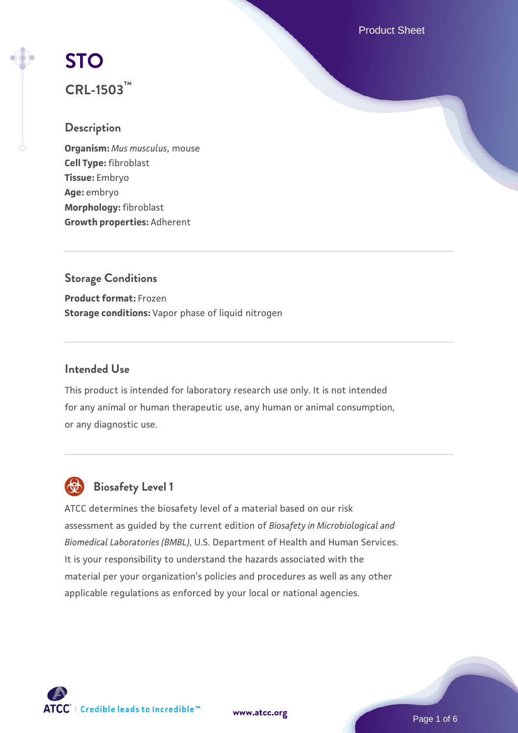# STO

## CRL-1503™

### Description

**Organism:** *Mus musculus*, mouse
**Cell Type:** fibroblast
**Tissue:** Embryo
**Age:** embryo
**Morphology:** fibroblast
**Growth properties:** Adherent

### Storage Conditions

**Product format:** Frozen
**Storage conditions:** Vapor phase of liquid nitrogen

### Intended Use

This product is intended for laboratory research use only. It is not intended for any animal or human therapeutic use, any human or animal consumption, or any diagnostic use.

### Biosafety Level 1

ATCC determines the biosafety level of a material based on our risk assessment as guided by the current edition of *Biosafety in Microbiological and Biomedical Laboratories (BMBL)*, U.S. Department of Health and Human Services. It is your responsibility to understand the hazards associated with the material per your organization's policies and procedures as well as any other applicable regulations as enforced by your local or national agencies.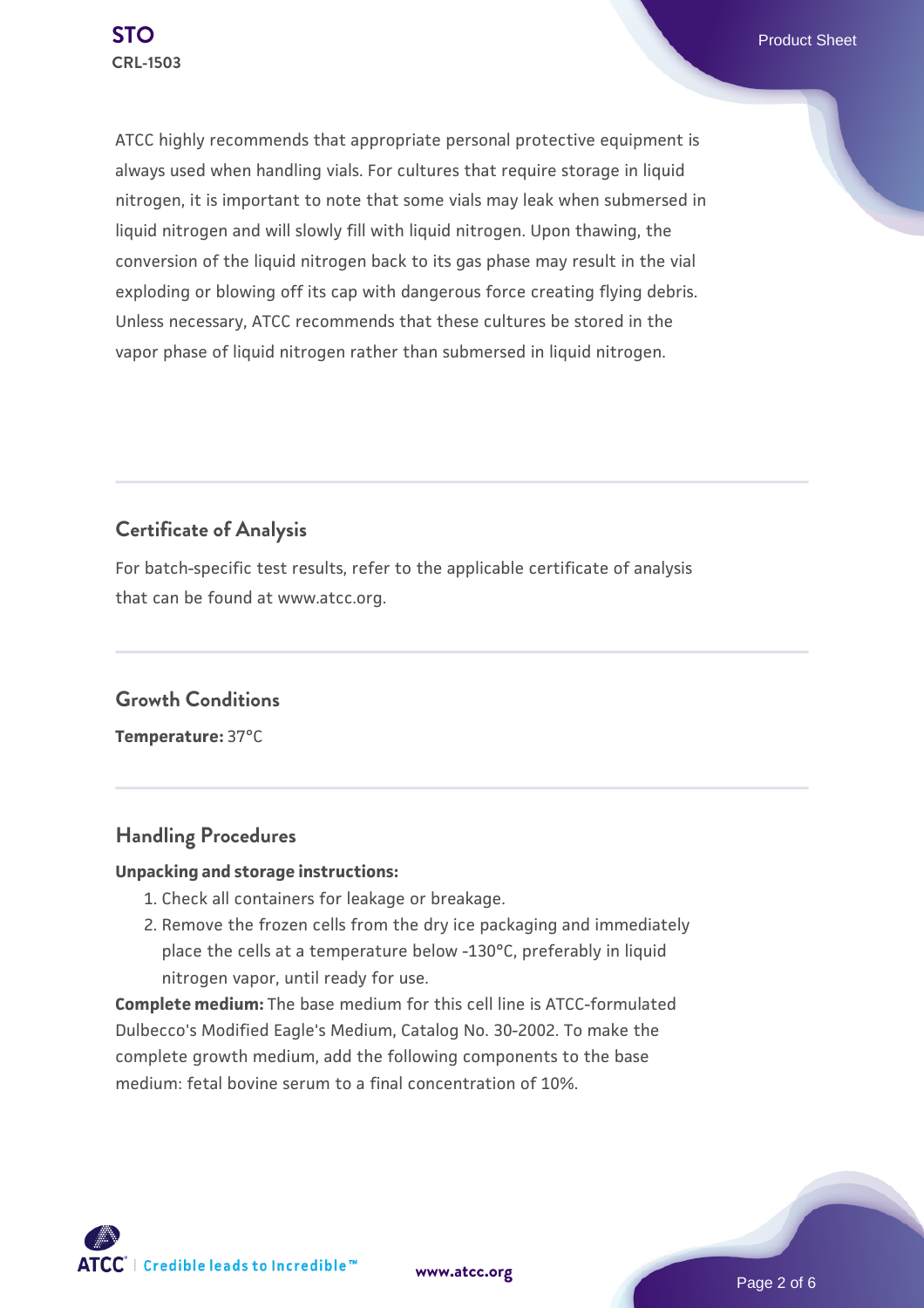ATCC highly recommends that appropriate personal protective equipment is always used when handling vials. For cultures that require storage in liquid nitrogen, it is important to note that some vials may leak when submersed in liquid nitrogen and will slowly fill with liquid nitrogen. Upon thawing, the conversion of the liquid nitrogen back to its gas phase may result in the vial exploding or blowing off its cap with dangerous force creating flying debris. Unless necessary, ATCC recommends that these cultures be stored in the vapor phase of liquid nitrogen rather than submersed in liquid nitrogen.

## Certificate of Analysis

For batch-specific test results, refer to the applicable certificate of analysis that can be found at www.atcc.org.

## Growth Conditions

**Temperature:** 37°C

## Handling Procedures

**Unpacking and storage instructions:**

1. Check all containers for leakage or breakage.
2. Remove the frozen cells from the dry ice packaging and immediately place the cells at a temperature below -130°C, preferably in liquid nitrogen vapor, until ready for use.

**Complete medium:** The base medium for this cell line is ATCC-formulated Dulbecco's Modified Eagle's Medium, Catalog No. 30-2002. To make the complete growth medium, add the following components to the base medium: fetal bovine serum to a final concentration of 10%.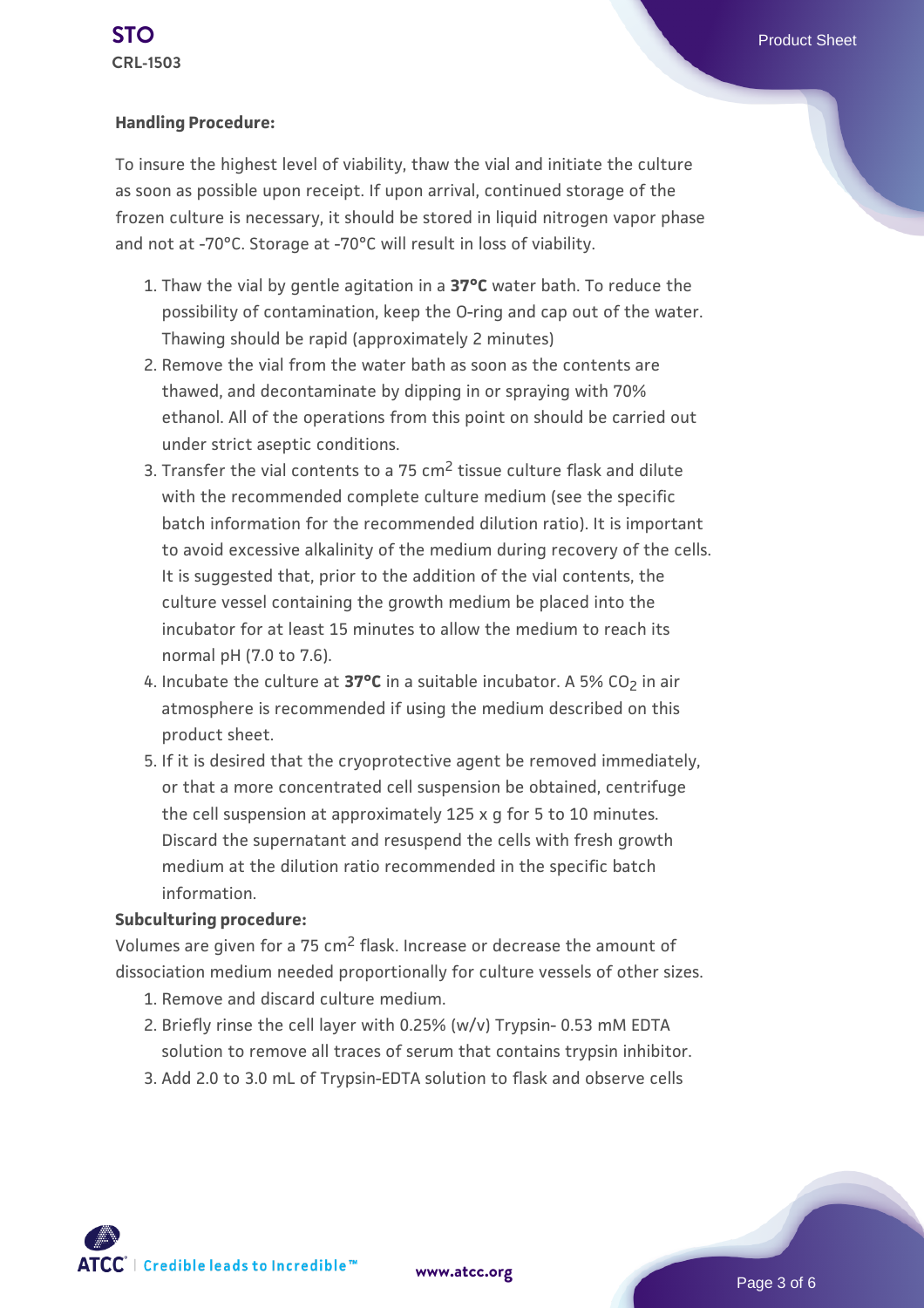**Handling Procedure:**

To insure the highest level of viability, thaw the vial and initiate the culture as soon as possible upon receipt. If upon arrival, continued storage of the frozen culture is necessary, it should be stored in liquid nitrogen vapor phase and not at -70°C. Storage at -70°C will result in loss of viability.

1. Thaw the vial by gentle agitation in a **37°C** water bath. To reduce the possibility of contamination, keep the O-ring and cap out of the water. Thawing should be rapid (approximately 2 minutes)
2. Remove the vial from the water bath as soon as the contents are thawed, and decontaminate by dipping in or spraying with 70% ethanol. All of the operations from this point on should be carried out under strict aseptic conditions.
3. Transfer the vial contents to a 75 $cm^2$ tissue culture flask and dilute with the recommended complete culture medium (see the specific batch information for the recommended dilution ratio). It is important to avoid excessive alkalinity of the medium during recovery of the cells. It is suggested that, prior to the addition of the vial contents, the culture vessel containing the growth medium be placed into the incubator for at least 15 minutes to allow the medium to reach its normal pH (7.0 to 7.6).
4. Incubate the culture at **37°C** in a suitable incubator. A 5% $CO_2$ in air atmosphere is recommended if using the medium described on this product sheet.
5. If it is desired that the cryoprotective agent be removed immediately, or that a more concentrated cell suspension be obtained, centrifuge the cell suspension at approximately 125 x g for 5 to 10 minutes. Discard the supernatant and resuspend the cells with fresh growth medium at the dilution ratio recommended in the specific batch information.

**Subculturing procedure:**

Volumes are given for a 75 $cm^2$ flask. Increase or decrease the amount of dissociation medium needed proportionally for culture vessels of other sizes.

1. Remove and discard culture medium.
2. Briefly rinse the cell layer with 0.25% (w/v) Trypsin- 0.53 mM EDTA solution to remove all traces of serum that contains trypsin inhibitor.
3. Add 2.0 to 3.0 mL of Trypsin-EDTA solution to flask and observe cells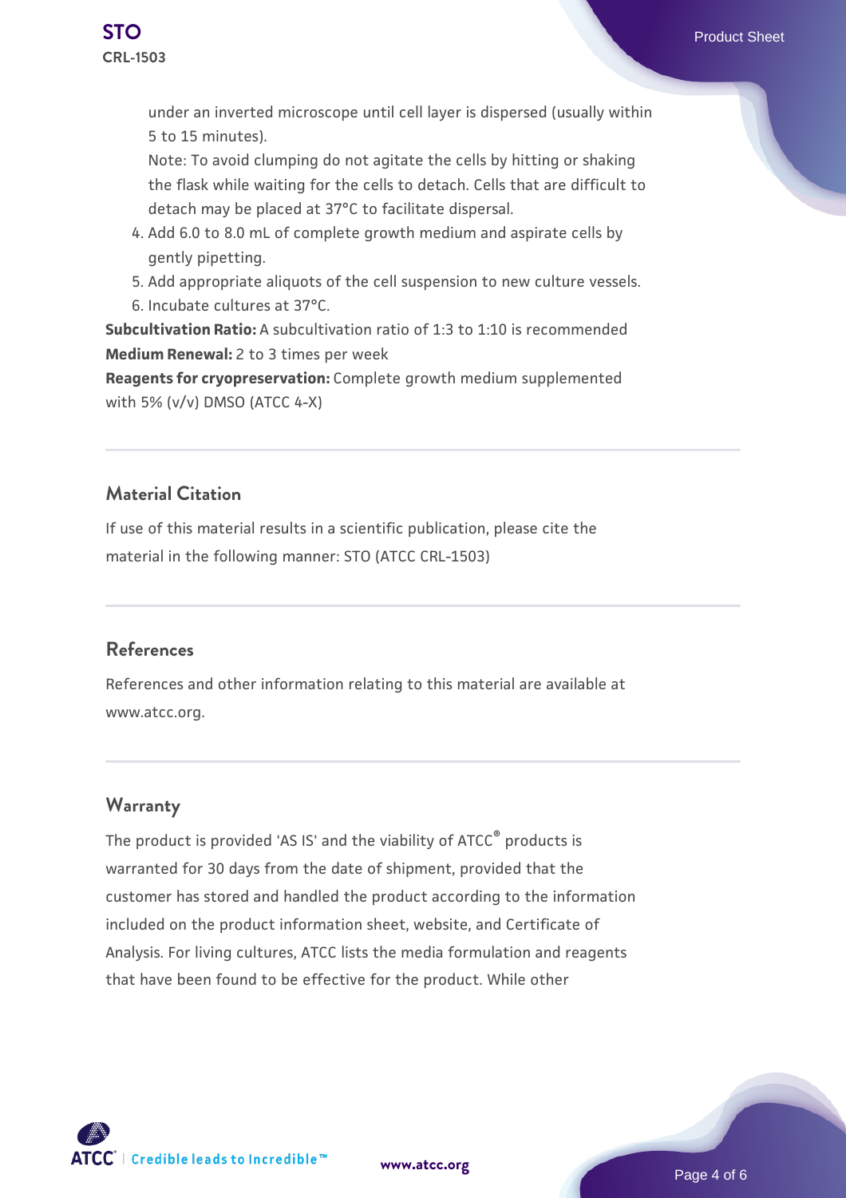under an inverted microscope until cell layer is dispersed (usually within 5 to 15 minutes).
   Note: To avoid clumping do not agitate the cells by hitting or shaking the flask while waiting for the cells to detach. Cells that are difficult to detach may be placed at 37°C to facilitate dispersal.
4. Add 6.0 to 8.0 mL of complete growth medium and aspirate cells by gently pipetting.
5. Add appropriate aliquots of the cell suspension to new culture vessels.
6. Incubate cultures at 37°C.

**Subcultivation Ratio:** A subcultivation ratio of 1:3 to 1:10 is recommended
**Medium Renewal:** 2 to 3 times per week
**Reagents for cryopreservation:** Complete growth medium supplemented with 5% (v/v) DMSO (ATCC 4-X)

## Material Citation

If use of this material results in a scientific publication, please cite the material in the following manner: STO (ATCC CRL-1503)

## References

References and other information relating to this material are available at www.atcc.org.

## Warranty

The product is provided 'AS IS' and the viability of ATCC® products is warranted for 30 days from the date of shipment, provided that the customer has stored and handled the product according to the information included on the product information sheet, website, and Certificate of Analysis. For living cultures, ATCC lists the media formulation and reagents that have been found to be effective for the product. While other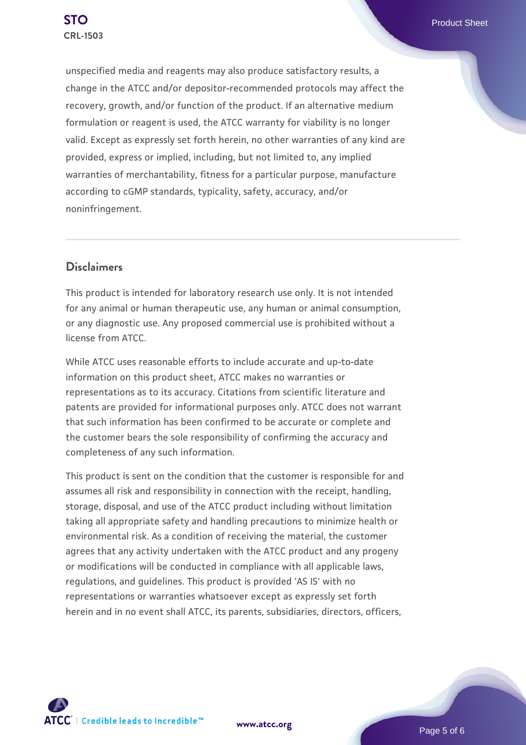unspecified media and reagents may also produce satisfactory results, a change in the ATCC and/or depositor-recommended protocols may affect the recovery, growth, and/or function of the product. If an alternative medium formulation or reagent is used, the ATCC warranty for viability is no longer valid. Except as expressly set forth herein, no other warranties of any kind are provided, express or implied, including, but not limited to, any implied warranties of merchantability, fitness for a particular purpose, manufacture according to cGMP standards, typicality, safety, accuracy, and/or noninfringement.

## Disclaimers

This product is intended for laboratory research use only. It is not intended for any animal or human therapeutic use, any human or animal consumption, or any diagnostic use. Any proposed commercial use is prohibited without a license from ATCC.

While ATCC uses reasonable efforts to include accurate and up-to-date information on this product sheet, ATCC makes no warranties or representations as to its accuracy. Citations from scientific literature and patents are provided for informational purposes only. ATCC does not warrant that such information has been confirmed to be accurate or complete and the customer bears the sole responsibility of confirming the accuracy and completeness of any such information.

This product is sent on the condition that the customer is responsible for and assumes all risk and responsibility in connection with the receipt, handling, storage, disposal, and use of the ATCC product including without limitation taking all appropriate safety and handling precautions to minimize health or environmental risk. As a condition of receiving the material, the customer agrees that any activity undertaken with the ATCC product and any progeny or modifications will be conducted in compliance with all applicable laws, regulations, and guidelines. This product is provided 'AS IS' with no representations or warranties whatsoever except as expressly set forth herein and in no event shall ATCC, its parents, subsidiaries, directors, officers,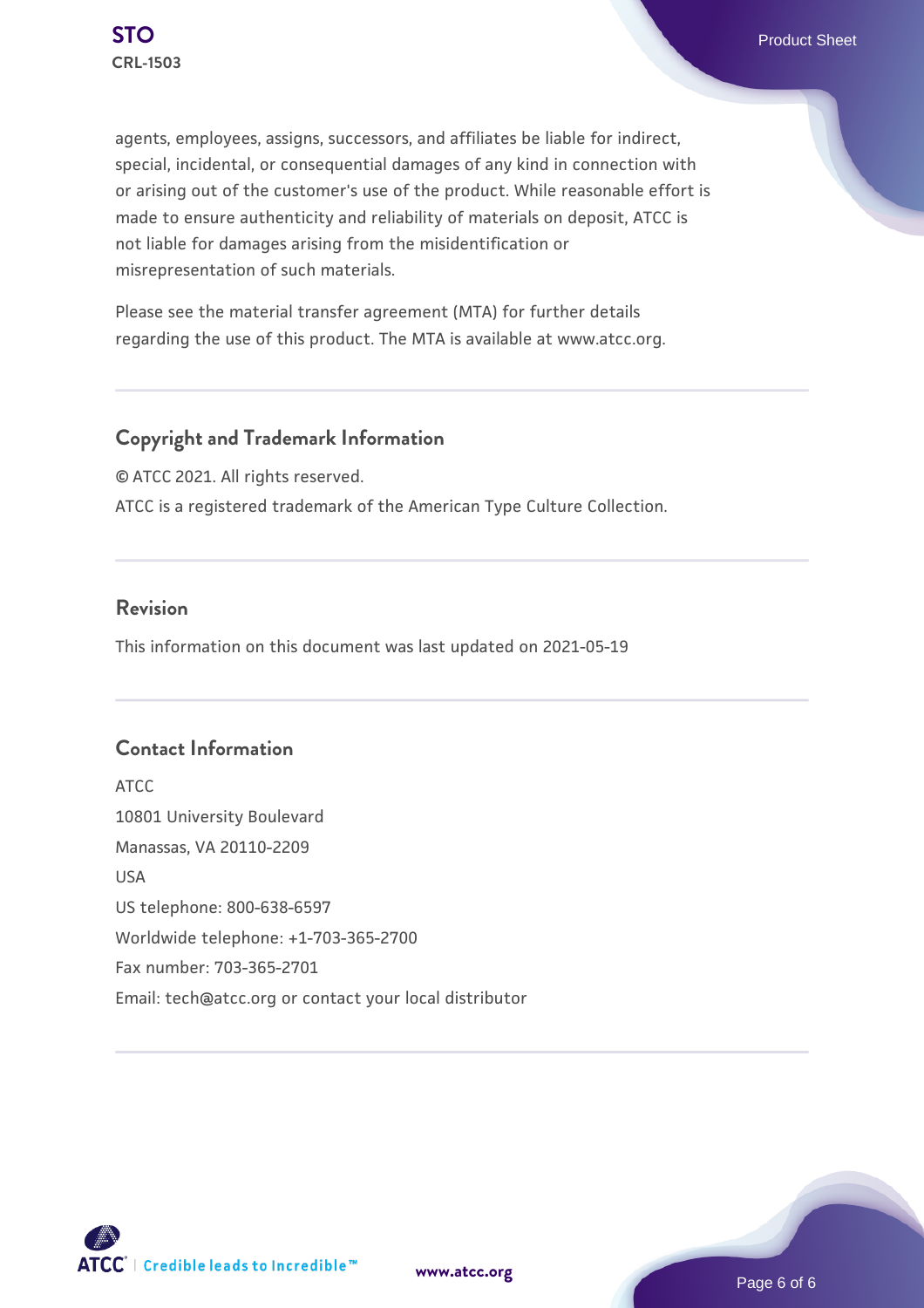agents, employees, assigns, successors, and affiliates be liable for indirect, special, incidental, or consequential damages of any kind in connection with or arising out of the customer's use of the product. While reasonable effort is made to ensure authenticity and reliability of materials on deposit, ATCC is not liable for damages arising from the misidentification or misrepresentation of such materials.

Please see the material transfer agreement (MTA) for further details regarding the use of this product. The MTA is available at www.atcc.org.

## Copyright and Trademark Information

© ATCC 2021. All rights reserved.

ATCC is a registered trademark of the American Type Culture Collection.

## Revision

This information on this document was last updated on 2021-05-19

## Contact Information

ATCC
10801 University Boulevard
Manassas, VA 20110-2209
USA
US telephone: 800-638-6597
Worldwide telephone: +1-703-365-2700
Fax number: 703-365-2701
Email: tech@atcc.org or contact your local distributor